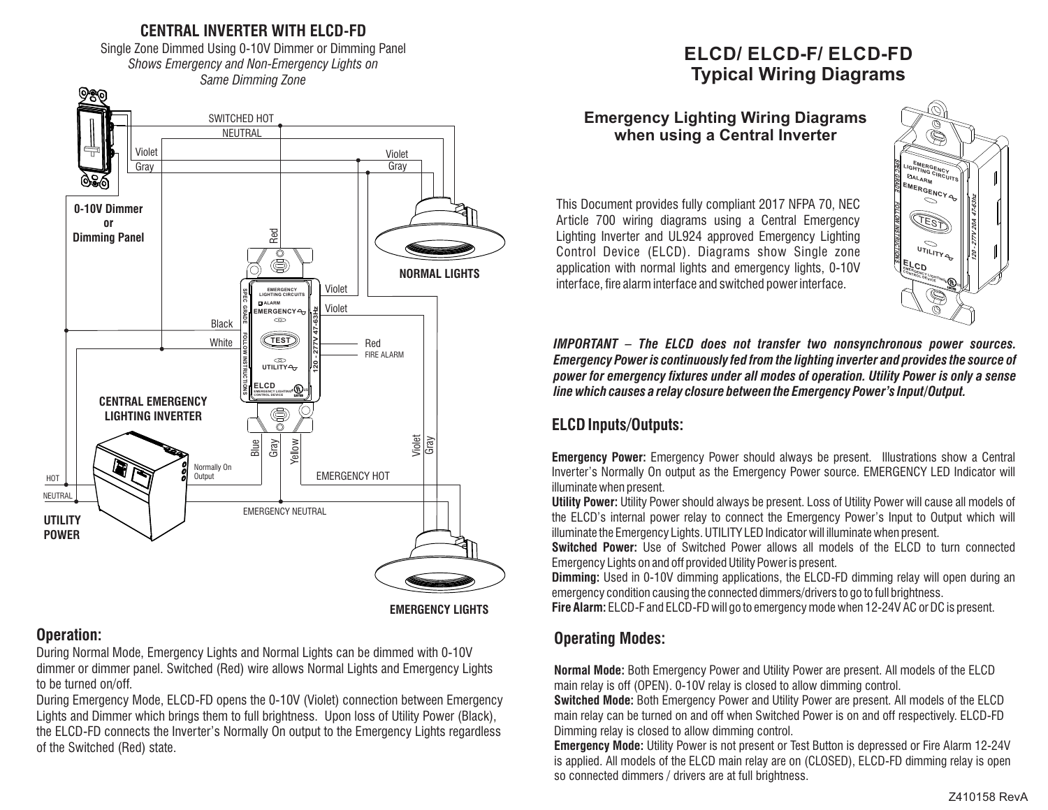# CENTRAL INVERTER WITH ELCD-FD

Single Zone Dimmed Using 0-10V Dimmer or Dimming Panel
*Shows Emergency and Non-Emergency Lights on Same Dimming Zone*

SWITCHED HOT
NEUTRAL
Violet
Gray
Violet
Gray

**0-10V Dimmer or Dimming Panel**

Red

**NORMAL LIGHTS**

Violet
Violet
Black
White
Red
FIRE ALARM

**CENTRAL EMERGENCY LIGHTING INVERTER**

Normally On Output
HOT
NEUTRAL

**UTILITY POWER**

Blue
Gray
Yellow
Violet
Gray
EMERGENCY HOT
EMERGENCY NEUTRAL

**EMERGENCY LIGHTS**

## Operation:

During Normal Mode, Emergency Lights and Normal Lights can be dimmed with 0-10V dimmer or dimmer panel. Switched (Red) wire allows Normal Lights and Emergency Lights to be turned on/off.

During Emergency Mode, ELCD-FD opens the 0-10V (Violet) connection between Emergency Lights and Dimmer which brings them to full brightness. Upon loss of Utility Power (Black), the ELCD-FD connects the Inverter's Normally On output to the Emergency Lights regardless of the Switched (Red) state.

# ELCD/ ELCD-F/ ELCD-FD Typical Wiring Diagrams

### Emergency Lighting Wiring Diagrams when using a Central Inverter

This Document provides fully compliant 2017 NFPA 70, NEC Article 700 wiring diagrams using a Central Emergency Lighting Inverter and UL924 approved Emergency Lighting Control Device (ELCD). Diagrams show Single zone application with normal lights and emergency lights, 0-10V interface, fire alarm interface and switched power interface.

***IMPORTANT – The ELCD does not transfer two nonsynchronous power sources. Emergency Power is continuously fed from the lighting inverter and provides the source of power for emergency fixtures under all modes of operation. Utility Power is only a sense line which causes a relay closure between the Emergency Power's Input/Output.***

## ELCD Inputs/Outputs:

**Emergency Power:** Emergency Power should always be present. Illustrations show a Central Inverter's Normally On output as the Emergency Power source. EMERGENCY LED Indicator will illuminate when present.

**Utility Power:** Utility Power should always be present. Loss of Utility Power will cause all models of the ELCD's internal power relay to connect the Emergency Power's Input to Output which will illuminate the Emergency Lights. UTILITY LED Indicator will illuminate when present.

**Switched Power:** Use of Switched Power allows all models of the ELCD to turn connected Emergency Lights on and off provided Utility Power is present.

**Dimming:** Used in 0-10V dimming applications, the ELCD-FD dimming relay will open during an emergency condition causing the connected dimmers/drivers to go to full brightness.

**Fire Alarm:** ELCD-F and ELCD-FD will go to emergency mode when 12-24V AC or DC is present.

## Operating Modes:

**Normal Mode:** Both Emergency Power and Utility Power are present. All models of the ELCD main relay is off (OPEN). 0-10V relay is closed to allow dimming control.

**Switched Mode:** Both Emergency Power and Utility Power are present. All models of the ELCD main relay can be turned on and off when Switched Power is on and off respectively. ELCD-FD Dimming relay is closed to allow dimming control.

**Emergency Mode:** Utility Power is not present or Test Button is depressed or Fire Alarm 12-24V is applied. All models of the ELCD main relay are on (CLOSED), ELCD-FD dimming relay is open so connected dimmers / drivers are at full brightness.

Z410158 RevA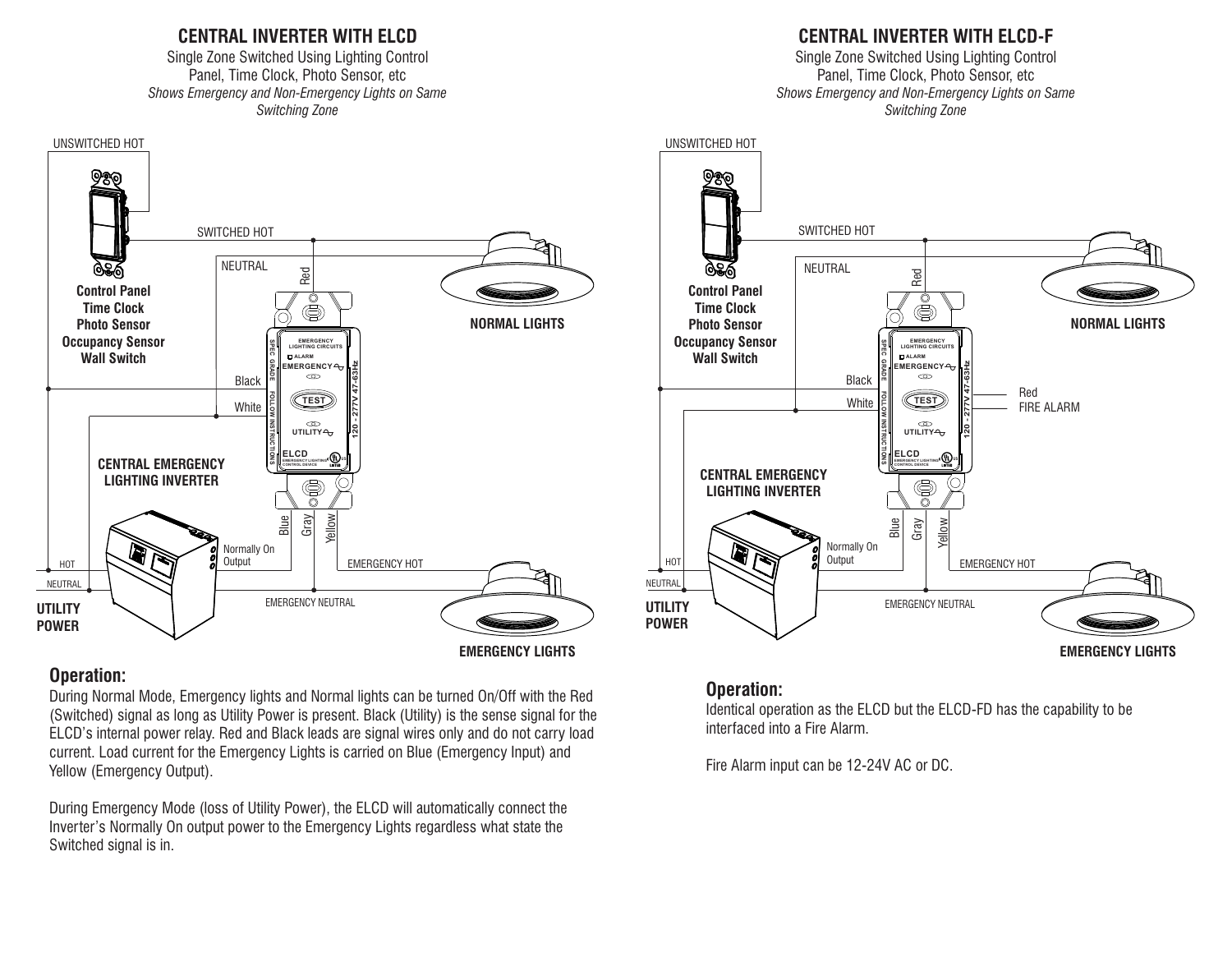## CENTRAL INVERTER WITH ELCD

Single Zone Switched Using Lighting Control Panel, Time Clock, Photo Sensor, etc
*Shows Emergency and Non-Emergency Lights on Same Switching Zone*

UNSWITCHED HOT
SWITCHED HOT
NEUTRAL
Red
Control Panel
Time Clock
Photo Sensor
Occupancy Sensor
Wall Switch
NORMAL LIGHTS
EMERGENCY LIGHTING CIRCUITS
ALARM
EMERGENCY
SPEC GRADE FOLLOW INSTRUCTIONS
120 - 277V 47-63Hz
Black
White
TEST
UTILITY
ELCD
EMERGENCY LIGHTING CONTROL DEVICE
CENTRAL EMERGENCY LIGHTING INVERTER
Blue
Gray
Yellow
Normally On Output
HOT
NEUTRAL
UTILITY POWER
EMERGENCY HOT
EMERGENCY NEUTRAL
EMERGENCY LIGHTS

### Operation:

During Normal Mode, Emergency lights and Normal lights can be turned On/Off with the Red (Switched) signal as long as Utility Power is present. Black (Utility) is the sense signal for the ELCD's internal power relay. Red and Black leads are signal wires only and do not carry load current. Load current for the Emergency Lights is carried on Blue (Emergency Input) and Yellow (Emergency Output).

During Emergency Mode (loss of Utility Power), the ELCD will automatically connect the Inverter's Normally On output power to the Emergency Lights regardless what state the Switched signal is in.

## CENTRAL INVERTER WITH ELCD-F

Single Zone Switched Using Lighting Control Panel, Time Clock, Photo Sensor, etc
*Shows Emergency and Non-Emergency Lights on Same Switching Zone*

UNSWITCHED HOT
SWITCHED HOT
NEUTRAL
Red
Control Panel
Time Clock
Photo Sensor
Occupancy Sensor
Wall Switch
NORMAL LIGHTS
EMERGENCY LIGHTING CIRCUITS
ALARM
EMERGENCY
SPEC GRADE FOLLOW INSTRUCTIONS
120 - 277V 47-63Hz
Black
White
TEST
UTILITY
Red
FIRE ALARM
ELCD
EMERGENCY LIGHTING CONTROL DEVICE
CENTRAL EMERGENCY LIGHTING INVERTER
Blue
Gray
Yellow
Normally On Output
HOT
NEUTRAL
UTILITY POWER
EMERGENCY HOT
EMERGENCY NEUTRAL
EMERGENCY LIGHTS

### Operation:

Identical operation as the ELCD but the ELCD-FD has the capability to be interfaced into a Fire Alarm.

Fire Alarm input can be 12-24V AC or DC.